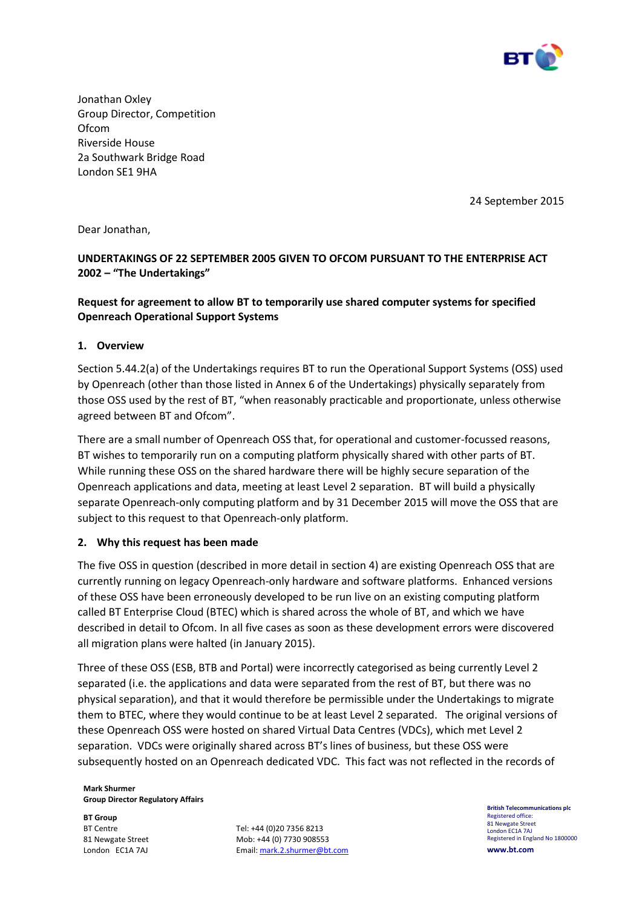Jonathan Oxley
Group Director, Competition
Ofcom
Riverside House
2a Southwark Bridge Road
London SE1 9HA

24 September 2015

Dear Jonathan,

**UNDERTAKINGS OF 22 SEPTEMBER 2005 GIVEN TO OFCOM PURSUANT TO THE ENTERPRISE ACT 2002 – "The Undertakings"**

**Request for agreement to allow BT to temporarily use shared computer systems for specified Openreach Operational Support Systems**

## 1. Overview

Section 5.44.2(a) of the Undertakings requires BT to run the Operational Support Systems (OSS) used by Openreach (other than those listed in Annex 6 of the Undertakings) physically separately from those OSS used by the rest of BT, "when reasonably practicable and proportionate, unless otherwise agreed between BT and Ofcom".

There are a small number of Openreach OSS that, for operational and customer-focussed reasons, BT wishes to temporarily run on a computing platform physically shared with other parts of BT. While running these OSS on the shared hardware there will be highly secure separation of the Openreach applications and data, meeting at least Level 2 separation. BT will build a physically separate Openreach-only computing platform and by 31 December 2015 will move the OSS that are subject to this request to that Openreach-only platform.

## 2. Why this request has been made

The five OSS in question (described in more detail in section 4) are existing Openreach OSS that are currently running on legacy Openreach-only hardware and software platforms. Enhanced versions of these OSS have been erroneously developed to be run live on an existing computing platform called BT Enterprise Cloud (BTEC) which is shared across the whole of BT, and which we have described in detail to Ofcom. In all five cases as soon as these development errors were discovered all migration plans were halted (in January 2015).

Three of these OSS (ESB, BTB and Portal) were incorrectly categorised as being currently Level 2 separated (i.e. the applications and data were separated from the rest of BT, but there was no physical separation), and that it would therefore be permissible under the Undertakings to migrate them to BTEC, where they would continue to be at least Level 2 separated. The original versions of these Openreach OSS were hosted on shared Virtual Data Centres (VDCs), which met Level 2 separation. VDCs were originally shared across BT's lines of business, but these OSS were subsequently hosted on an Openreach dedicated VDC. This fact was not reflected in the records of

**Mark Shurmer**
**Group Director Regulatory Affairs**

**BT Group**
BT Centre
81 Newgate Street
London EC1A 7AJ

Tel: +44 (0)20 7356 8213
Mob: +44 (0) 7730 908553
Email: mark.2.shurmer@bt.com

**British Telecommunications plc**
Registered office:
81 Newgate Street
London EC1A 7AJ
Registered in England No 1800000
**www.bt.com**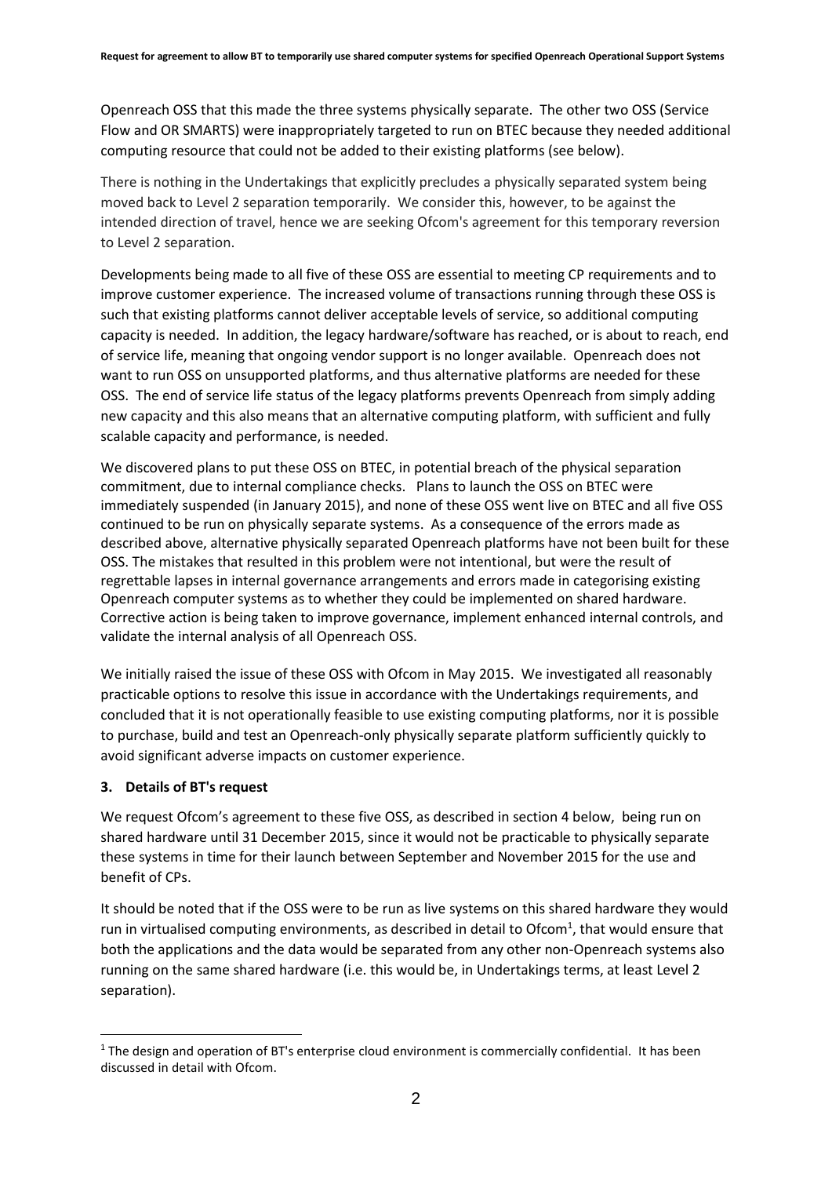Openreach OSS that this made the three systems physically separate. The other two OSS (Service Flow and OR SMARTS) were inappropriately targeted to run on BTEC because they needed additional computing resource that could not be added to their existing platforms (see below).

There is nothing in the Undertakings that explicitly precludes a physically separated system being moved back to Level 2 separation temporarily. We consider this, however, to be against the intended direction of travel, hence we are seeking Ofcom's agreement for this temporary reversion to Level 2 separation.

Developments being made to all five of these OSS are essential to meeting CP requirements and to improve customer experience. The increased volume of transactions running through these OSS is such that existing platforms cannot deliver acceptable levels of service, so additional computing capacity is needed. In addition, the legacy hardware/software has reached, or is about to reach, end of service life, meaning that ongoing vendor support is no longer available. Openreach does not want to run OSS on unsupported platforms, and thus alternative platforms are needed for these OSS. The end of service life status of the legacy platforms prevents Openreach from simply adding new capacity and this also means that an alternative computing platform, with sufficient and fully scalable capacity and performance, is needed.

We discovered plans to put these OSS on BTEC, in potential breach of the physical separation commitment, due to internal compliance checks. Plans to launch the OSS on BTEC were immediately suspended (in January 2015), and none of these OSS went live on BTEC and all five OSS continued to be run on physically separate systems. As a consequence of the errors made as described above, alternative physically separated Openreach platforms have not been built for these OSS. The mistakes that resulted in this problem were not intentional, but were the result of regrettable lapses in internal governance arrangements and errors made in categorising existing Openreach computer systems as to whether they could be implemented on shared hardware. Corrective action is being taken to improve governance, implement enhanced internal controls, and validate the internal analysis of all Openreach OSS.

We initially raised the issue of these OSS with Ofcom in May 2015. We investigated all reasonably practicable options to resolve this issue in accordance with the Undertakings requirements, and concluded that it is not operationally feasible to use existing computing platforms, nor it is possible to purchase, build and test an Openreach-only physically separate platform sufficiently quickly to avoid significant adverse impacts on customer experience.

## 3. Details of BT's request

We request Ofcom's agreement to these five OSS, as described in section 4 below, being run on shared hardware until 31 December 2015, since it would not be practicable to physically separate these systems in time for their launch between September and November 2015 for the use and benefit of CPs.

It should be noted that if the OSS were to be run as live systems on this shared hardware they would run in virtualised computing environments, as described in detail to Ofcom[1], that would ensure that both the applications and the data would be separated from any other non-Openreach systems also running on the same shared hardware (i.e. this would be, in Undertakings terms, at least Level 2 separation).

[1] The design and operation of BT's enterprise cloud environment is commercially confidential. It has been discussed in detail with Ofcom.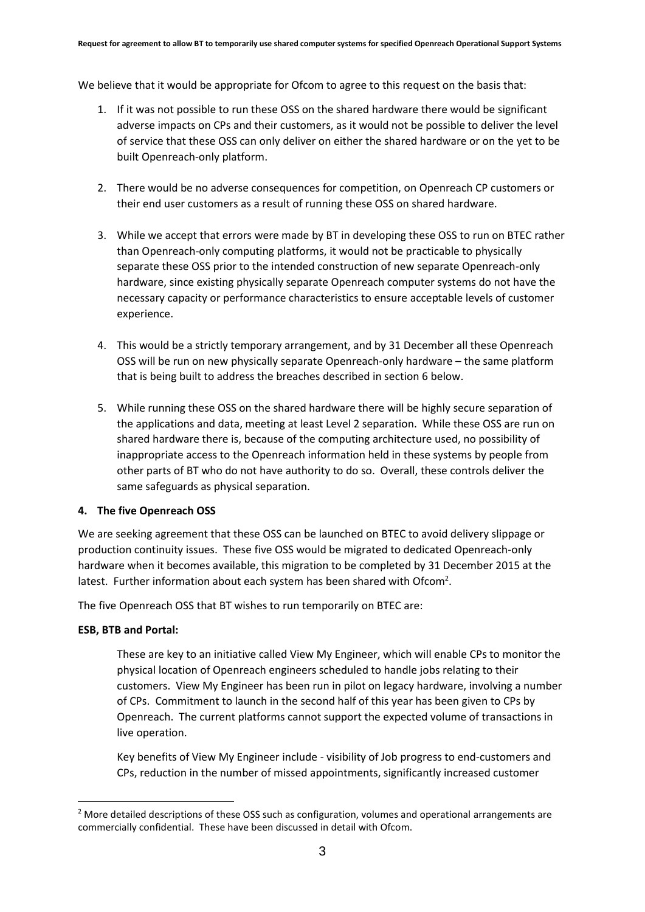We believe that it would be appropriate for Ofcom to agree to this request on the basis that:

1. If it was not possible to run these OSS on the shared hardware there would be significant adverse impacts on CPs and their customers, as it would not be possible to deliver the level of service that these OSS can only deliver on either the shared hardware or on the yet to be built Openreach-only platform.

2. There would be no adverse consequences for competition, on Openreach CP customers or their end user customers as a result of running these OSS on shared hardware.

3. While we accept that errors were made by BT in developing these OSS to run on BTEC rather than Openreach-only computing platforms, it would not be practicable to physically separate these OSS prior to the intended construction of new separate Openreach-only hardware, since existing physically separate Openreach computer systems do not have the necessary capacity or performance characteristics to ensure acceptable levels of customer experience.

4. This would be a strictly temporary arrangement, and by 31 December all these Openreach OSS will be run on new physically separate Openreach-only hardware – the same platform that is being built to address the breaches described in section 6 below.

5. While running these OSS on the shared hardware there will be highly secure separation of the applications and data, meeting at least Level 2 separation. While these OSS are run on shared hardware there is, because of the computing architecture used, no possibility of inappropriate access to the Openreach information held in these systems by people from other parts of BT who do not have authority to do so. Overall, these controls deliver the same safeguards as physical separation.

## 4. The five Openreach OSS

We are seeking agreement that these OSS can be launched on BTEC to avoid delivery slippage or production continuity issues. These five OSS would be migrated to dedicated Openreach-only hardware when it becomes available, this migration to be completed by 31 December 2015 at the latest. Further information about each system has been shared with Ofcom[2].

The five Openreach OSS that BT wishes to run temporarily on BTEC are:

**ESB, BTB and Portal:**

These are key to an initiative called View My Engineer, which will enable CPs to monitor the physical location of Openreach engineers scheduled to handle jobs relating to their customers. View My Engineer has been run in pilot on legacy hardware, involving a number of CPs. Commitment to launch in the second half of this year has been given to CPs by Openreach. The current platforms cannot support the expected volume of transactions in live operation.

Key benefits of View My Engineer include - visibility of Job progress to end-customers and CPs, reduction in the number of missed appointments, significantly increased customer

[2] More detailed descriptions of these OSS such as configuration, volumes and operational arrangements are commercially confidential. These have been discussed in detail with Ofcom.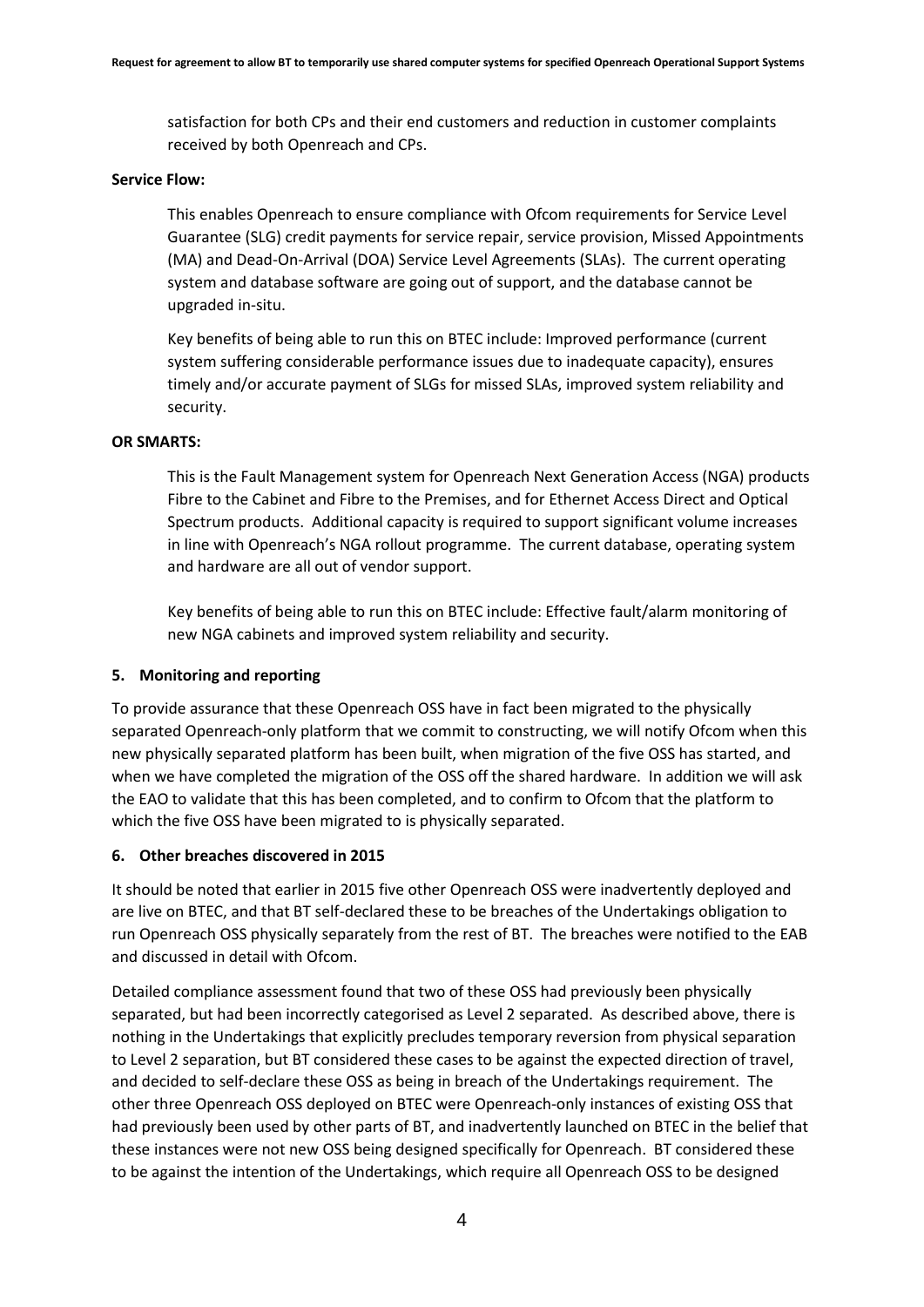satisfaction for both CPs and their end customers and reduction in customer complaints received by both Openreach and CPs.

**Service Flow:**

This enables Openreach to ensure compliance with Ofcom requirements for Service Level Guarantee (SLG) credit payments for service repair, service provision, Missed Appointments (MA) and Dead-On-Arrival (DOA) Service Level Agreements (SLAs). The current operating system and database software are going out of support, and the database cannot be upgraded in-situ.

Key benefits of being able to run this on BTEC include: Improved performance (current system suffering considerable performance issues due to inadequate capacity), ensures timely and/or accurate payment of SLGs for missed SLAs, improved system reliability and security.

**OR SMARTS:**

This is the Fault Management system for Openreach Next Generation Access (NGA) products Fibre to the Cabinet and Fibre to the Premises, and for Ethernet Access Direct and Optical Spectrum products. Additional capacity is required to support significant volume increases in line with Openreach's NGA rollout programme. The current database, operating system and hardware are all out of vendor support.

Key benefits of being able to run this on BTEC include: Effective fault/alarm monitoring of new NGA cabinets and improved system reliability and security.

## 5. Monitoring and reporting

To provide assurance that these Openreach OSS have in fact been migrated to the physically separated Openreach-only platform that we commit to constructing, we will notify Ofcom when this new physically separated platform has been built, when migration of the five OSS has started, and when we have completed the migration of the OSS off the shared hardware. In addition we will ask the EAO to validate that this has been completed, and to confirm to Ofcom that the platform to which the five OSS have been migrated to is physically separated.

## 6. Other breaches discovered in 2015

It should be noted that earlier in 2015 five other Openreach OSS were inadvertently deployed and are live on BTEC, and that BT self-declared these to be breaches of the Undertakings obligation to run Openreach OSS physically separately from the rest of BT. The breaches were notified to the EAB and discussed in detail with Ofcom.

Detailed compliance assessment found that two of these OSS had previously been physically separated, but had been incorrectly categorised as Level 2 separated. As described above, there is nothing in the Undertakings that explicitly precludes temporary reversion from physical separation to Level 2 separation, but BT considered these cases to be against the expected direction of travel, and decided to self-declare these OSS as being in breach of the Undertakings requirement. The other three Openreach OSS deployed on BTEC were Openreach-only instances of existing OSS that had previously been used by other parts of BT, and inadvertently launched on BTEC in the belief that these instances were not new OSS being designed specifically for Openreach. BT considered these to be against the intention of the Undertakings, which require all Openreach OSS to be designed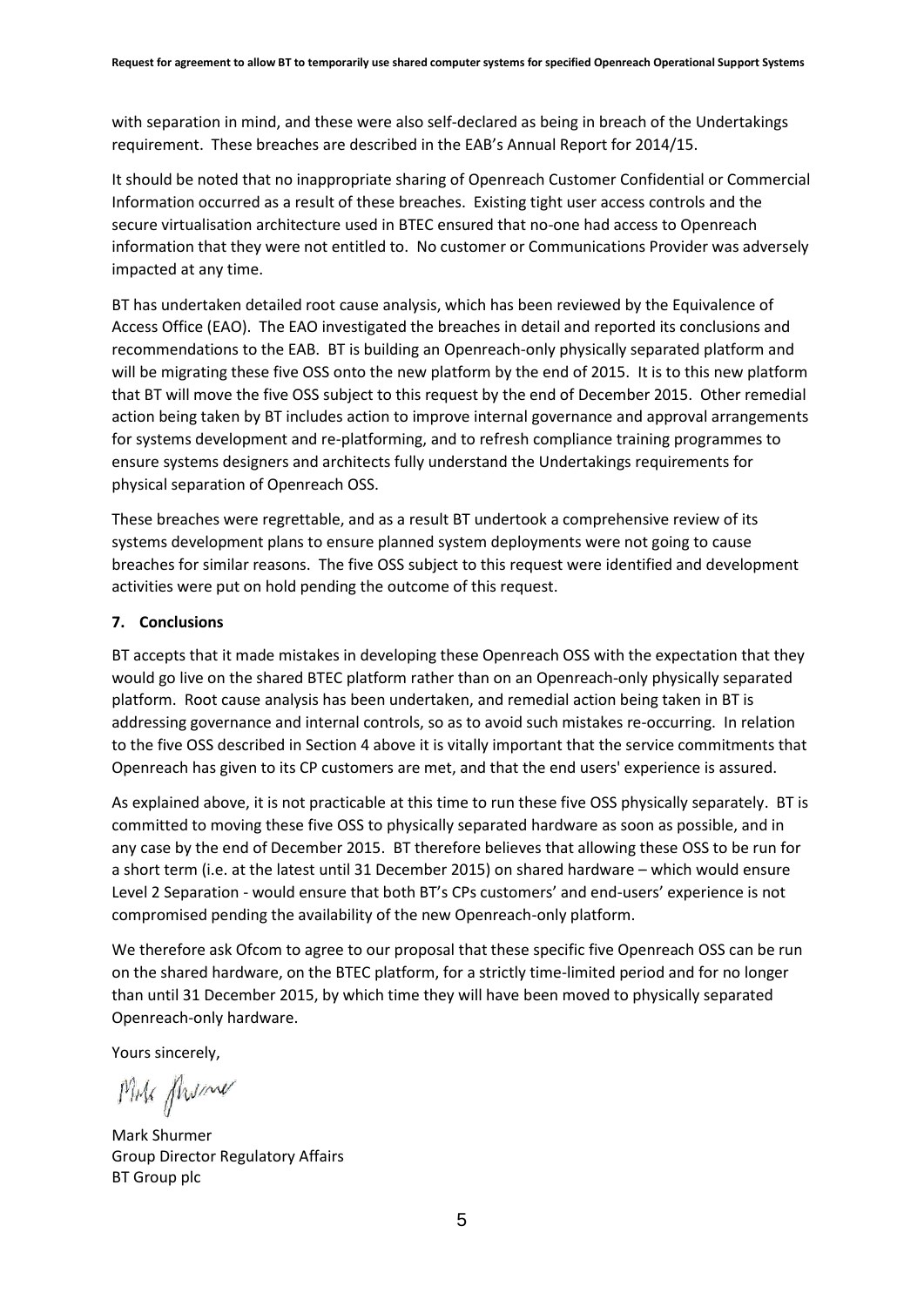with separation in mind, and these were also self-declared as being in breach of the Undertakings requirement. These breaches are described in the EAB's Annual Report for 2014/15.

It should be noted that no inappropriate sharing of Openreach Customer Confidential or Commercial Information occurred as a result of these breaches. Existing tight user access controls and the secure virtualisation architecture used in BTEC ensured that no-one had access to Openreach information that they were not entitled to. No customer or Communications Provider was adversely impacted at any time.

BT has undertaken detailed root cause analysis, which has been reviewed by the Equivalence of Access Office (EAO). The EAO investigated the breaches in detail and reported its conclusions and recommendations to the EAB. BT is building an Openreach-only physically separated platform and will be migrating these five OSS onto the new platform by the end of 2015. It is to this new platform that BT will move the five OSS subject to this request by the end of December 2015. Other remedial action being taken by BT includes action to improve internal governance and approval arrangements for systems development and re-platforming, and to refresh compliance training programmes to ensure systems designers and architects fully understand the Undertakings requirements for physical separation of Openreach OSS.

These breaches were regrettable, and as a result BT undertook a comprehensive review of its systems development plans to ensure planned system deployments were not going to cause breaches for similar reasons. The five OSS subject to this request were identified and development activities were put on hold pending the outcome of this request.

## 7. Conclusions

BT accepts that it made mistakes in developing these Openreach OSS with the expectation that they would go live on the shared BTEC platform rather than on an Openreach-only physically separated platform. Root cause analysis has been undertaken, and remedial action being taken in BT is addressing governance and internal controls, so as to avoid such mistakes re-occurring. In relation to the five OSS described in Section 4 above it is vitally important that the service commitments that Openreach has given to its CP customers are met, and that the end users' experience is assured.

As explained above, it is not practicable at this time to run these five OSS physically separately. BT is committed to moving these five OSS to physically separated hardware as soon as possible, and in any case by the end of December 2015. BT therefore believes that allowing these OSS to be run for a short term (i.e. at the latest until 31 December 2015) on shared hardware – which would ensure Level 2 Separation - would ensure that both BT's CPs customers' and end-users' experience is not compromised pending the availability of the new Openreach-only platform.

We therefore ask Ofcom to agree to our proposal that these specific five Openreach OSS can be run on the shared hardware, on the BTEC platform, for a strictly time-limited period and for no longer than until 31 December 2015, by which time they will have been moved to physically separated Openreach-only hardware.

Yours sincerely,

Mark Shurmer
Group Director Regulatory Affairs
BT Group plc